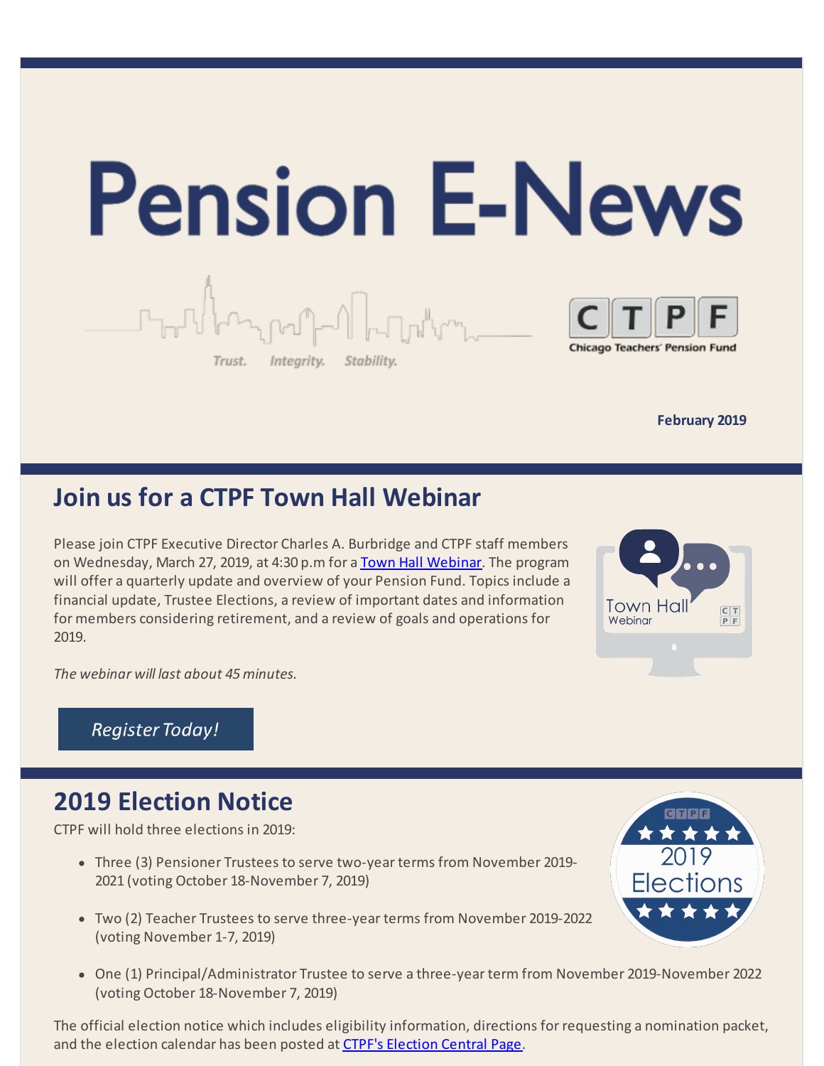# Pension E-News

Trust. Integrity. Stability.

CTPF Chicago Teachers' Pension Fund

**February 2019**

## Join us for a CTPF Town Hall Webinar

Please join CTPF Executive Director Charles A. Burbridge and CTPF staff members on Wednesday, March 27, 2019, at 4:30 p.m for a Town Hall Webinar. The program will offer a quarterly update and overview of your Pension Fund. Topics include a financial update, Trustee Elections, a review of important dates and information for members considering retirement, and a review of goals and operations for 2019.

*The webinar will last about 45 minutes.*

*Register Today!*

## 2019 Election Notice

CTPF will hold three elections in 2019:

- Three (3) Pensioner Trustees to serve two-year terms from November 2019-2021 (voting October 18-November 7, 2019)
- Two (2) Teacher Trustees to serve three-year terms from November 2019-2022 (voting November 1-7, 2019)
- One (1) Principal/Administrator Trustee to serve a three-year term from November 2019-November 2022 (voting October 18-November 7, 2019)

The official election notice which includes eligibility information, directions for requesting a nomination packet, and the election calendar has been posted at CTPF's Election Central Page.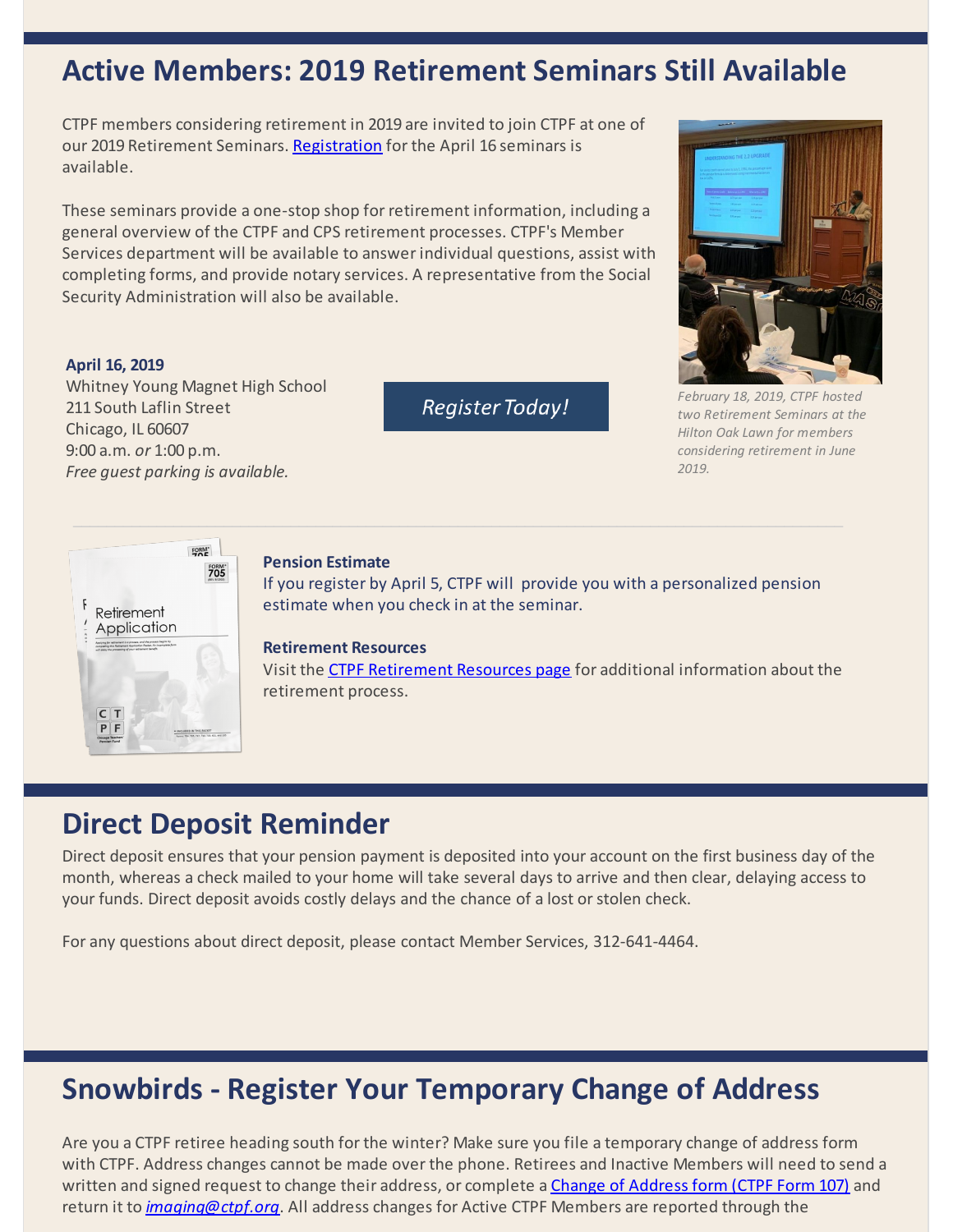## Active Members: 2019 Retirement Seminars Still Available

CTPF members considering retirement in 2019 are invited to join CTPF at one of our 2019 Retirement Seminars. Registration for the April 16 seminars is available.

These seminars provide a one-stop shop for retirement information, including a general overview of the CTPF and CPS retirement processes. CTPF's Member Services department will be available to answer individual questions, assist with completing forms, and provide notary services. A representative from the Social Security Administration will also be available.

**April 16, 2019**
Whitney Young Magnet High School
211 South Laflin Street
Chicago, IL 60607
9:00 a.m. *or* 1:00 p.m.
*Free guest parking is available.*

*Register Today!*

*February 18, 2019, CTPF hosted two Retirement Seminars at the Hilton Oak Lawn for members considering retirement in June 2019.*

**Pension Estimate**
If you register by April 5, CTPF will provide you with a personalized pension estimate when you check in at the seminar.

**Retirement Resources**
Visit the CTPF Retirement Resources page for additional information about the retirement process.

## Direct Deposit Reminder

Direct deposit ensures that your pension payment is deposited into your account on the first business day of the month, whereas a check mailed to your home will take several days to arrive and then clear, delaying access to your funds. Direct deposit avoids costly delays and the chance of a lost or stolen check.

For any questions about direct deposit, please contact Member Services, 312-641-4464.

## Snowbirds - Register Your Temporary Change of Address

Are you a CTPF retiree heading south for the winter? Make sure you file a temporary change of address form with CTPF. Address changes cannot be made over the phone. Retirees and Inactive Members will need to send a written and signed request to change their address, or complete a Change of Address form (CTPF Form 107) and return it to *imaging@ctpf.org*. All address changes for Active CTPF Members are reported through the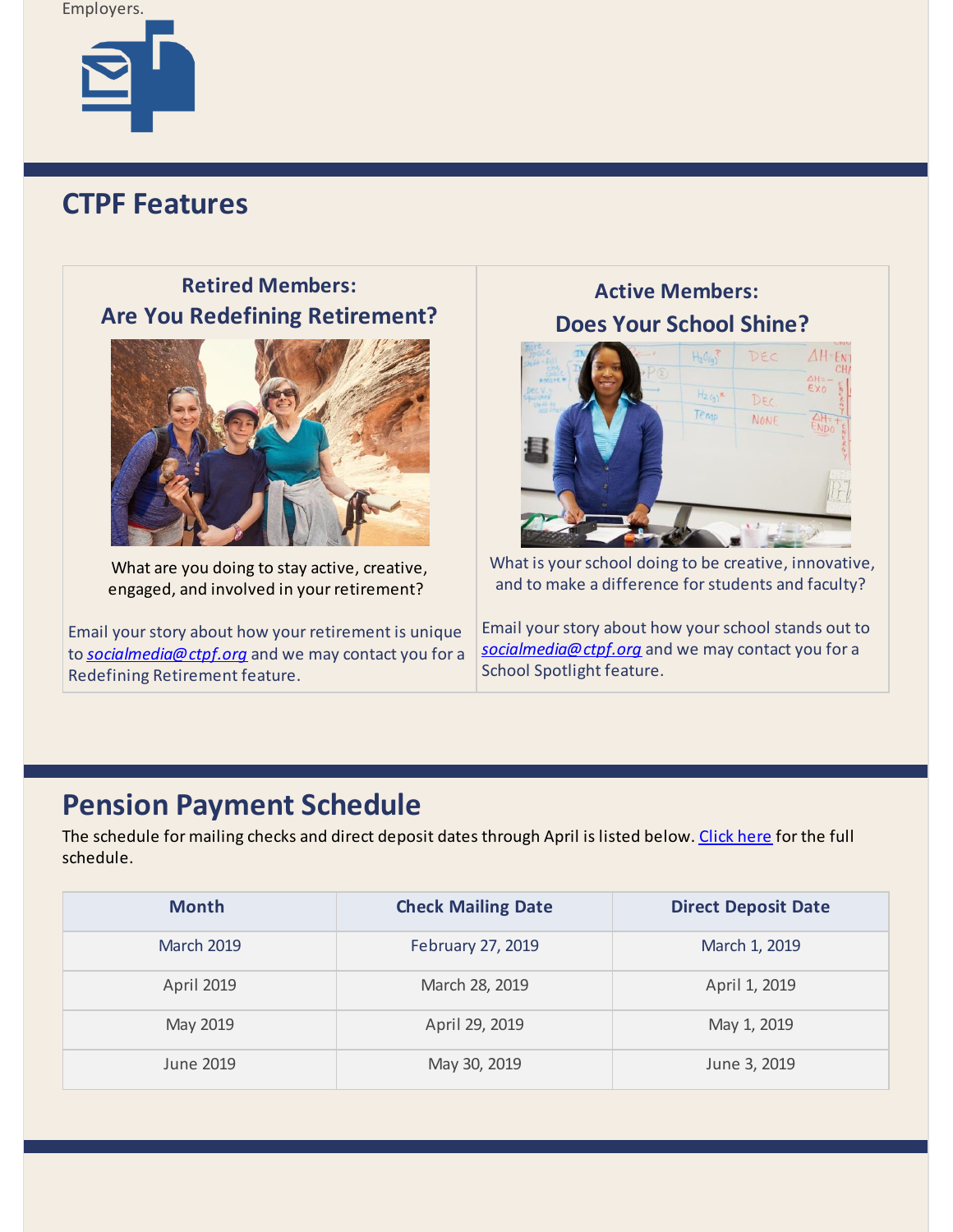Employers.

## CTPF Features

### Retired Members: Are You Redefining Retirement?

What are you doing to stay active, creative, engaged, and involved in your retirement?

Email your story about how your retirement is unique to *socialmedia@ctpf.org* and we may contact you for a Redefining Retirement feature.

### Active Members: Does Your School Shine?

What is your school doing to be creative, innovative, and to make a difference for students and faculty?

Email your story about how your school stands out to *socialmedia@ctpf.org* and we may contact you for a School Spotlight feature.

## Pension Payment Schedule

The schedule for mailing checks and direct deposit dates through April is listed below. Click here for the full schedule.

| Month | Check Mailing Date | Direct Deposit Date |
| --- | --- | --- |
| March 2019 | February 27, 2019 | March 1, 2019 |
| April 2019 | March 28, 2019 | April 1, 2019 |
| May 2019 | April 29, 2019 | May 1, 2019 |
| June 2019 | May 30, 2019 | June 3, 2019 |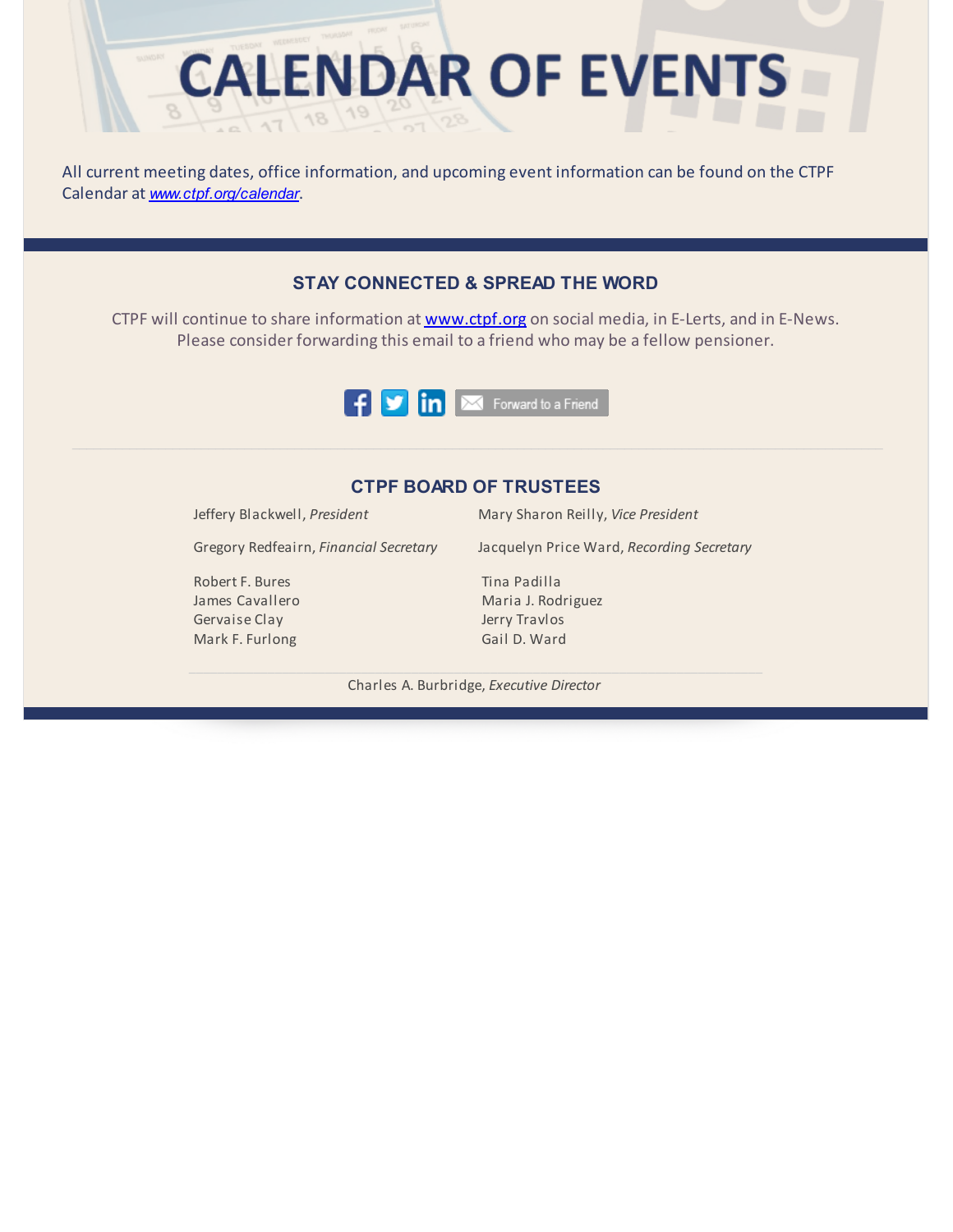# CALENDAR OF EVENTS

All current meeting dates, office information, and upcoming event information can be found on the CTPF Calendar at *www.ctpf.org/calendar*.

## STAY CONNECTED & SPREAD THE WORD

CTPF will continue to share information at www.ctpf.org on social media, in E-Lerts, and in E-News. Please consider forwarding this email to a friend who may be a fellow pensioner.

Forward to a Friend

## CTPF BOARD OF TRUSTEES

Jeffery Blackwell, *President*

Mary Sharon Reilly, *Vice President*

Gregory Redfeairn, *Financial Secretary*

Jacquelyn Price Ward, *Recording Secretary*

Robert F. Bures
James Cavallero
Gervaise Clay
Mark F. Furlong

Tina Padilla
Maria J. Rodriguez
Jerry Travlos
Gail D. Ward

Charles A. Burbridge, *Executive Director*